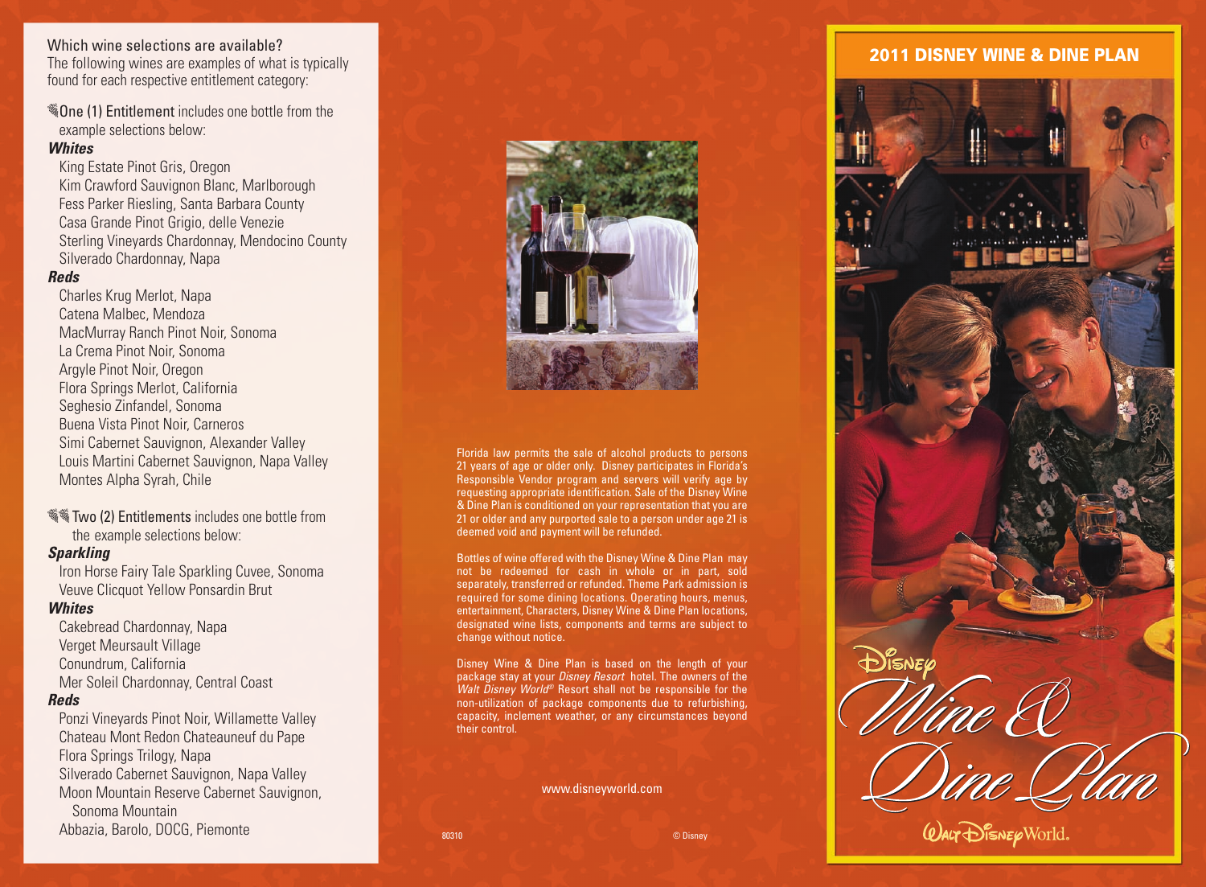Which wine selections are available?
The following wines are examples of what is typically found for each respective entitlement category:

**One (1) Entitlement** includes one bottle from the example selections below:

***Whites***

- King Estate Pinot Gris, Oregon
- Kim Crawford Sauvignon Blanc, Marlborough
- Fess Parker Riesling, Santa Barbara County
- Casa Grande Pinot Grigio, delle Venezie
- Sterling Vineyards Chardonnay, Mendocino County
- Silverado Chardonnay, Napa

***Reds***

- Charles Krug Merlot, Napa
- Catena Malbec, Mendoza
- MacMurray Ranch Pinot Noir, Sonoma
- La Crema Pinot Noir, Sonoma
- Argyle Pinot Noir, Oregon
- Flora Springs Merlot, California
- Seghesio Zinfandel, Sonoma
- Buena Vista Pinot Noir, Carneros
- Simi Cabernet Sauvignon, Alexander Valley
- Louis Martini Cabernet Sauvignon, Napa Valley
- Montes Alpha Syrah, Chile

**Two (2) Entitlements** includes one bottle from the example selections below:

***Sparkling***

- Iron Horse Fairy Tale Sparkling Cuvee, Sonoma
- Veuve Clicquot Yellow Ponsardin Brut

***Whites***

- Cakebread Chardonnay, Napa
- Verget Meursault Village
- Conundrum, California
- Mer Soleil Chardonnay, Central Coast

***Reds***

- Ponzi Vineyards Pinot Noir, Willamette Valley
- Chateau Mont Redon Chateauneuf du Pape
- Flora Springs Trilogy, Napa
- Silverado Cabernet Sauvignon, Napa Valley
- Moon Mountain Reserve Cabernet Sauvignon, Sonoma Mountain
- Abbazia, Barolo, DOCG, Piemonte

Florida law permits the sale of alcohol products to persons 21 years of age or older only. Disney participates in Florida's Responsible Vendor program and servers will verify age by requesting appropriate identification. Sale of the Disney Wine & Dine Plan is conditioned on your representation that you are 21 or older and any purported sale to a person under age 21 is deemed void and payment will be refunded.

Bottles of wine offered with the Disney Wine & Dine Plan may not be redeemed for cash in whole or in part, sold separately, transferred or refunded. Theme Park admission is required for some dining locations. Operating hours, menus, entertainment, Characters, Disney Wine & Dine Plan locations, designated wine lists, components and terms are subject to change without notice.

Disney Wine & Dine Plan is based on the length of your package stay at your *Disney Resort* hotel. The owners of the *Walt Disney World®* Resort shall not be responsible for the non-utilization of package components due to refurbishing, capacity, inclement weather, or any circumstances beyond their control.

www.disneyworld.com

80310 © Disney

# 2011 DISNEY WINE & DINE PLAN

Disney *Wine & Dine Plan*

Walt Disney World.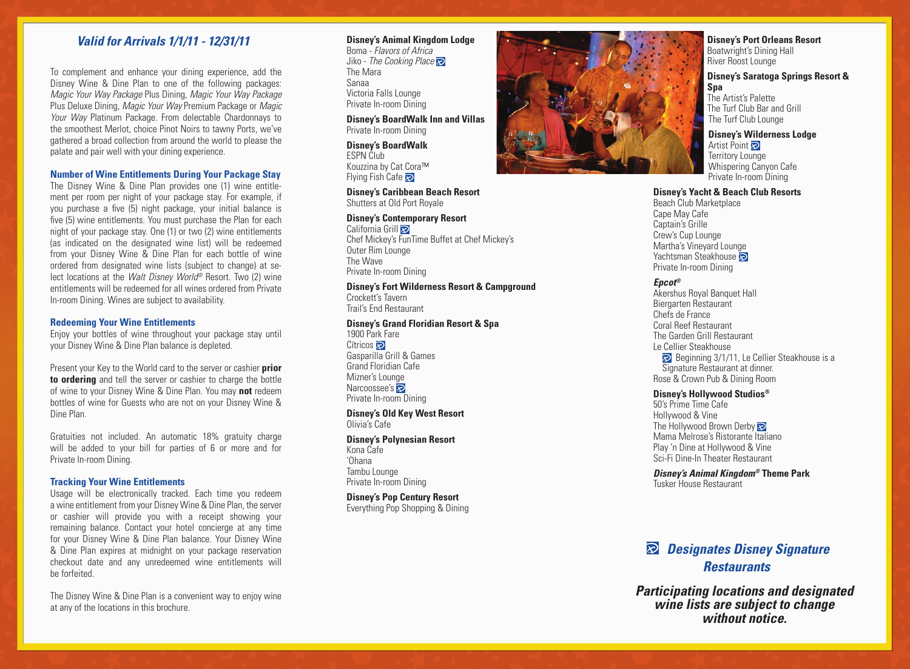## *Valid for Arrivals 1/1/11 - 12/31/11*

To complement and enhance your dining experience, add the Disney Wine & Dine Plan to one of the following packages: *Magic Your Way Package* Plus Dining, *Magic Your Way Package* Plus Deluxe Dining, *Magic Your Way* Premium Package or *Magic Your Way* Platinum Package. From delectable Chardonnays to the smoothest Merlot, choice Pinot Noirs to tawny Ports, we've gathered a broad collection from around the world to please the palate and pair well with your dining experience.

### Number of Wine Entitlements During Your Package Stay

The Disney Wine & Dine Plan provides one (1) wine entitlement per room per night of your package stay. For example, if you purchase a five (5) night package, your initial balance is five (5) wine entitlements. You must purchase the Plan for each night of your package stay. One (1) or two (2) wine entitlements (as indicated on the designated wine list) will be redeemed from your Disney Wine & Dine Plan for each bottle of wine ordered from designated wine lists (subject to change) at select locations at the *Walt Disney World*® Resort. Two (2) wine entitlements will be redeemed for all wines ordered from Private In-room Dining. Wines are subject to availability.

### Redeeming Your Wine Entitlements

Enjoy your bottles of wine throughout your package stay until your Disney Wine & Dine Plan balance is depleted.

Present your Key to the World card to the server or cashier **prior to ordering** and tell the server or cashier to charge the bottle of wine to your Disney Wine & Dine Plan. You may **not** redeem bottles of wine for Guests who are not on your Disney Wine & Dine Plan.

Gratuities not included. An automatic 18% gratuity charge will be added to your bill for parties of 6 or more and for Private In-room Dining.

### Tracking Your Wine Entitlements

Usage will be electronically tracked. Each time you redeem a wine entitlement from your Disney Wine & Dine Plan, the server or cashier will provide you with a receipt showing your remaining balance. Contact your hotel concierge at any time for your Disney Wine & Dine Plan balance. Your Disney Wine & Dine Plan expires at midnight on your package reservation checkout date and any unredeemed wine entitlements will be forfeited.

The Disney Wine & Dine Plan is a convenient way to enjoy wine at any of the locations in this brochure.

**Disney's Animal Kingdom Lodge**
Boma - *Flavors of Africa*
Jiko - *The Cooking Place* Ⓢ
The Mara
Sanaa
Victoria Falls Lounge
Private In-room Dining

**Disney's BoardWalk Inn and Villas**
Private In-room Dining

**Disney's BoardWalk**
ESPN Club
Kouzzina by Cat Cora™
Flying Fish Cafe Ⓢ

**Disney's Caribbean Beach Resort**
Shutters at Old Port Royale

**Disney's Contemporary Resort**
California Grill Ⓢ
Chef Mickey's FunTime Buffet at Chef Mickey's
Outer Rim Lounge
The Wave
Private In-room Dining

**Disney's Fort Wilderness Resort & Campground**
Crockett's Tavern
Trail's End Restaurant

**Disney's Grand Floridian Resort & Spa**
1900 Park Fare
Cítricos Ⓢ
Gasparilla Grill & Games
Grand Floridian Cafe
Mizner's Lounge
Narcoossee's Ⓢ
Private In-room Dining

**Disney's Old Key West Resort**
Olivia's Cafe

**Disney's Polynesian Resort**
Kona Cafe
'Ohana
Tambu Lounge
Private In-room Dining

**Disney's Pop Century Resort**
Everything Pop Shopping & Dining

**Disney's Port Orleans Resort**
Boatwright's Dining Hall
River Roost Lounge

**Disney's Saratoga Springs Resort & Spa**
The Artist's Palette
The Turf Club Bar and Grill
The Turf Club Lounge

**Disney's Wilderness Lodge**
Artist Point Ⓢ
Territory Lounge
Whispering Canyon Cafe
Private In-room Dining

**Disney's Yacht & Beach Club Resorts**
Beach Club Marketplace
Cape May Cafe
Captain's Grille
Crew's Cup Lounge
Martha's Vineyard Lounge
Yachtsman Steakhouse Ⓢ
Private In-room Dining

***Epcot*®**
Akershus Royal Banquet Hall
Biergarten Restaurant
Chefs de France
Coral Reef Restaurant
The Garden Grill Restaurant
Le Cellier Steakhouse
Ⓢ Beginning 3/1/11, Le Cellier Steakhouse is a Signature Restaurant at dinner.
Rose & Crown Pub & Dining Room

**Disney's Hollywood Studios®**
50's Prime Time Cafe
Hollywood & Vine
The Hollywood Brown Derby Ⓢ
Mama Melrose's Ristorante Italiano
Play 'n Dine at Hollywood & Vine
Sci-Fi Dine-In Theater Restaurant

***Disney's Animal Kingdom*® Theme Park**
Tusker House Restaurant

***Ⓢ Designates Disney Signature Restaurants***

***Participating locations and designated wine lists are subject to change without notice.***